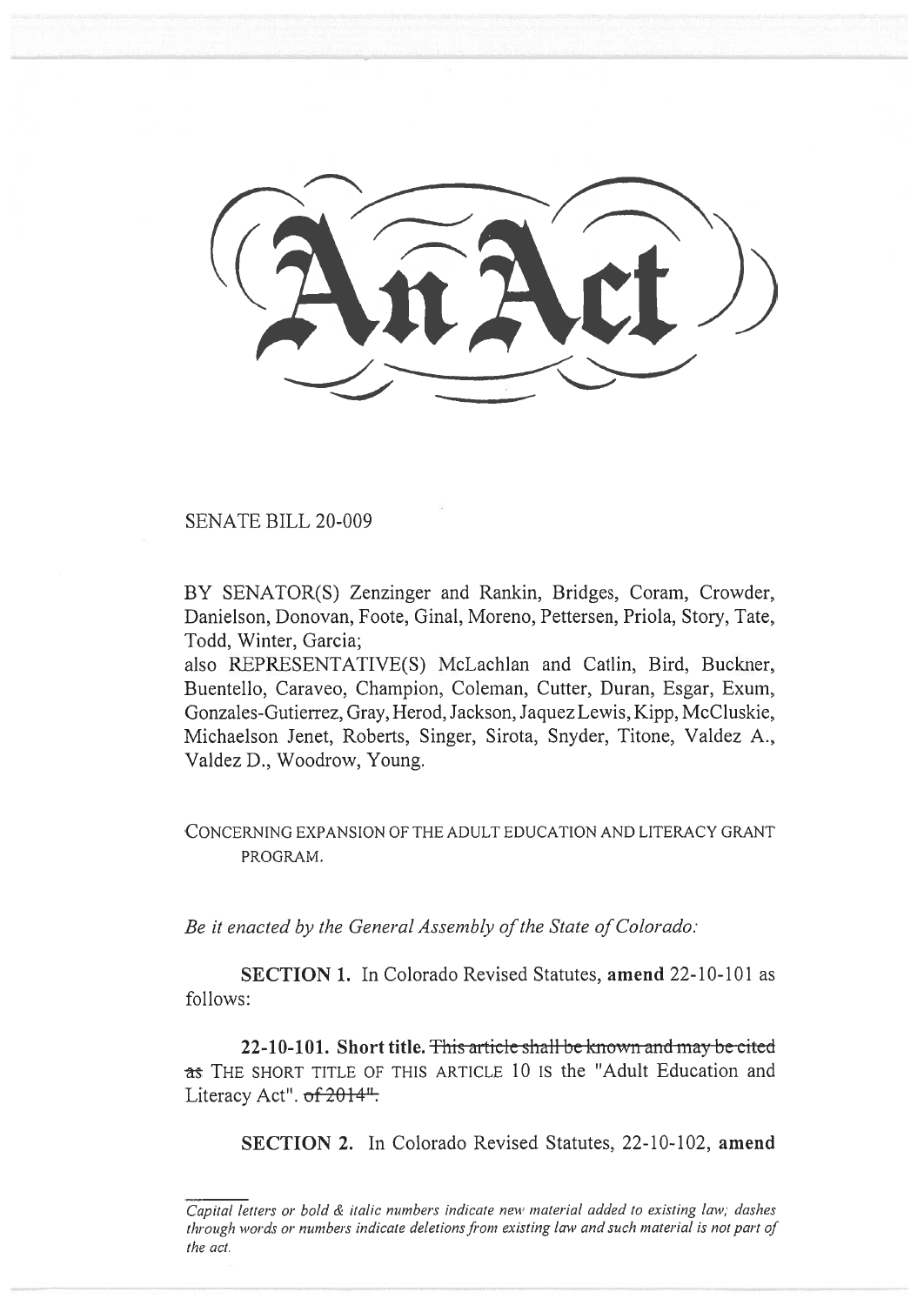# An Act

SENATE BILL 20-009

BY SENATOR(S) Zenzinger and Rankin, Bridges, Coram, Crowder, Danielson, Donovan, Foote, Ginal, Moreno, Pettersen, Priola, Story, Tate, Todd, Winter, Garcia;

also REPRESENTATIVE(S) McLachlan and Catlin, Bird, Buckner, Buentello, Caraveo, Champion, Coleman, Cutter, Duran, Esgar, Exum, Gonzales-Gutierrez, Gray, Herod, Jackson, Jaquez Lewis, Kipp, McCluskie, Michaelson Jenet, Roberts, Singer, Sirota, Snyder, Titone, Valdez A., Valdez D., Woodrow, Young.

CONCERNING EXPANSION OF THE ADULT EDUCATION AND LITERACY GRANT PROGRAM.

*Be it enacted by the General Assembly of the State of Colorado:*

**SECTION 1.** In Colorado Revised Statutes, **amend** 22-10-101 as follows:

**22-10-101. Short title.** ~~This article shall be known and may be cited as~~ THE SHORT TITLE OF THIS ARTICLE 10 IS the "Adult Education and Literacy Act". ~~of 2014".~~

**SECTION 2.** In Colorado Revised Statutes, 22-10-102, **amend**

---

*Capital letters or bold & italic numbers indicate new material added to existing law; dashes through words or numbers indicate deletions from existing law and such material is not part of the act.*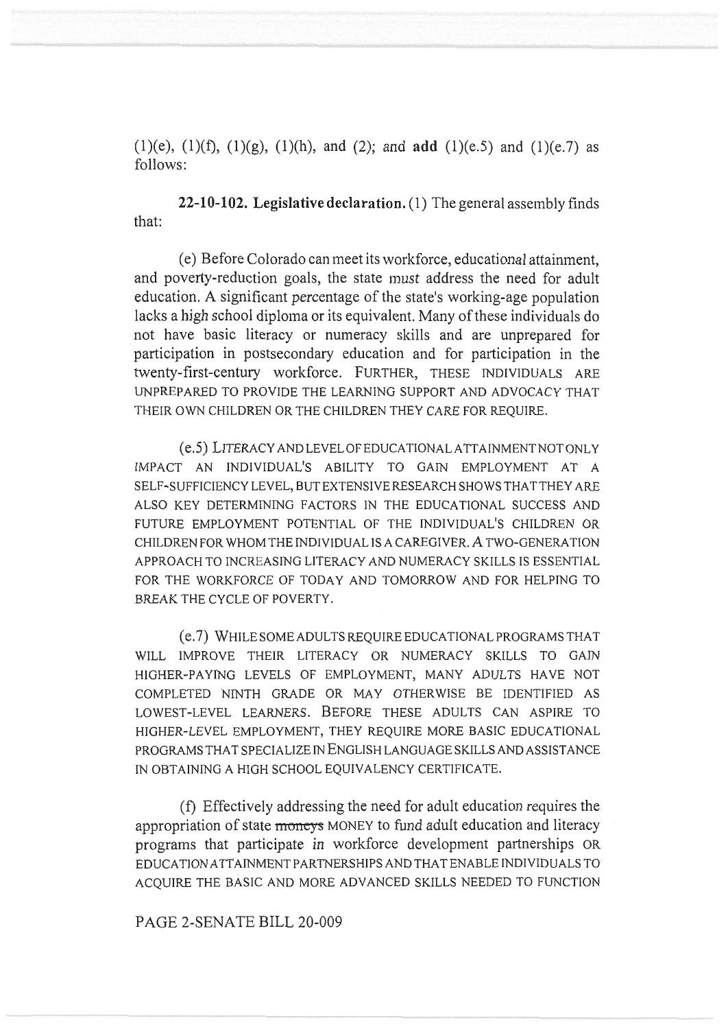(1)(e), (1)(f), (1)(g), (1)(h), and (2); and **add** (1)(e.5) and (1)(e.7) as follows:

**22-10-102. Legislative declaration.** (1) The general assembly finds that:

(e) Before Colorado can meet its workforce, educational attainment, and poverty-reduction goals, the state must address the need for adult education. A significant percentage of the state's working-age population lacks a high school diploma or its equivalent. Many of these individuals do not have basic literacy or numeracy skills and are unprepared for participation in postsecondary education and for participation in the twenty-first-century workforce. FURTHER, THESE INDIVIDUALS ARE UNPREPARED TO PROVIDE THE LEARNING SUPPORT AND ADVOCACY THAT THEIR OWN CHILDREN OR THE CHILDREN THEY CARE FOR REQUIRE.

(e.5) LITERACY AND LEVEL OF EDUCATIONAL ATTAINMENT NOT ONLY IMPACT AN INDIVIDUAL'S ABILITY TO GAIN EMPLOYMENT AT A SELF-SUFFICIENCY LEVEL, BUT EXTENSIVE RESEARCH SHOWS THAT THEY ARE ALSO KEY DETERMINING FACTORS IN THE EDUCATIONAL SUCCESS AND FUTURE EMPLOYMENT POTENTIAL OF THE INDIVIDUAL'S CHILDREN OR CHILDREN FOR WHOM THE INDIVIDUAL IS A CAREGIVER. A TWO-GENERATION APPROACH TO INCREASING LITERACY AND NUMERACY SKILLS IS ESSENTIAL FOR THE WORKFORCE OF TODAY AND TOMORROW AND FOR HELPING TO BREAK THE CYCLE OF POVERTY.

(e.7) WHILE SOME ADULTS REQUIRE EDUCATIONAL PROGRAMS THAT WILL IMPROVE THEIR LITERACY OR NUMERACY SKILLS TO GAIN HIGHER-PAYING LEVELS OF EMPLOYMENT, MANY ADULTS HAVE NOT COMPLETED NINTH GRADE OR MAY OTHERWISE BE IDENTIFIED AS LOWEST-LEVEL LEARNERS. BEFORE THESE ADULTS CAN ASPIRE TO HIGHER-LEVEL EMPLOYMENT, THEY REQUIRE MORE BASIC EDUCATIONAL PROGRAMS THAT SPECIALIZE IN ENGLISH LANGUAGE SKILLS AND ASSISTANCE IN OBTAINING A HIGH SCHOOL EQUIVALENCY CERTIFICATE.

(f) Effectively addressing the need for adult education requires the appropriation of state ~~moneys~~ MONEY to fund adult education and literacy programs that participate in workforce development partnerships OR EDUCATION ATTAINMENT PARTNERSHIPS AND THAT ENABLE INDIVIDUALS TO ACQUIRE THE BASIC AND MORE ADVANCED SKILLS NEEDED TO FUNCTION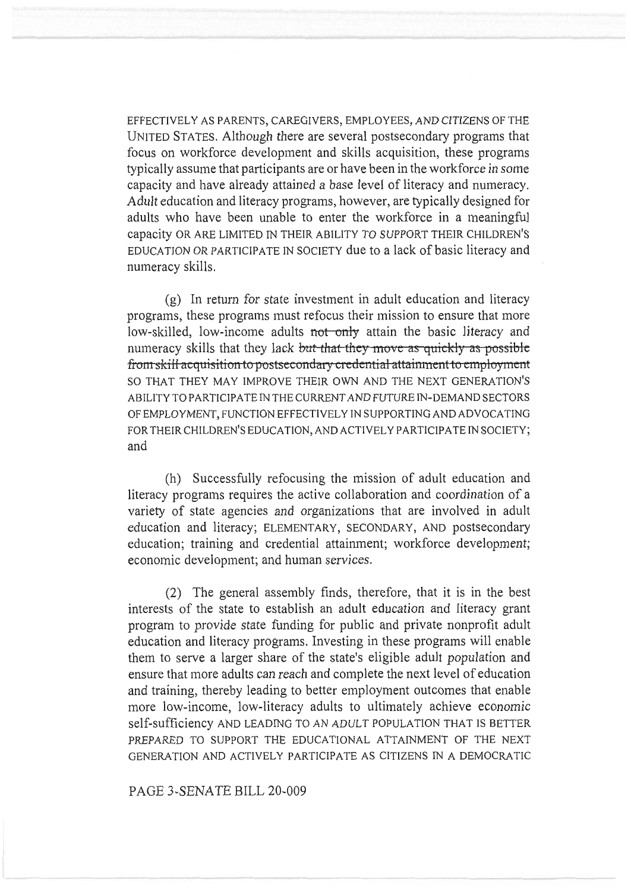EFFECTIVELY AS PARENTS, CAREGIVERS, EMPLOYEES, AND CITIZENS OF THE UNITED STATES. Although there are several postsecondary programs that focus on workforce development and skills acquisition, these programs typically assume that participants are or have been in the workforce in some capacity and have already attained a base level of literacy and numeracy. Adult education and literacy programs, however, are typically designed for adults who have been unable to enter the workforce in a meaningful capacity OR ARE LIMITED IN THEIR ABILITY TO SUPPORT THEIR CHILDREN'S EDUCATION OR PARTICIPATE IN SOCIETY due to a lack of basic literacy and numeracy skills.

(g) In return for state investment in adult education and literacy programs, these programs must refocus their mission to ensure that more low-skilled, low-income adults ~~not only~~ attain the basic literacy and numeracy skills that they lack ~~but that they move as quickly as possible from skill acquisition to postsecondary credential attainment to employment~~ SO THAT THEY MAY IMPROVE THEIR OWN AND THE NEXT GENERATION'S ABILITY TO PARTICIPATE IN THE CURRENT AND FUTURE IN-DEMAND SECTORS OF EMPLOYMENT, FUNCTION EFFECTIVELY IN SUPPORTING AND ADVOCATING FOR THEIR CHILDREN'S EDUCATION, AND ACTIVELY PARTICIPATE IN SOCIETY; and

(h) Successfully refocusing the mission of adult education and literacy programs requires the active collaboration and coordination of a variety of state agencies and organizations that are involved in adult education and literacy; ELEMENTARY, SECONDARY, AND postsecondary education; training and credential attainment; workforce development; economic development; and human services.

(2) The general assembly finds, therefore, that it is in the best interests of the state to establish an adult education and literacy grant program to provide state funding for public and private nonprofit adult education and literacy programs. Investing in these programs will enable them to serve a larger share of the state's eligible adult population and ensure that more adults can reach and complete the next level of education and training, thereby leading to better employment outcomes that enable more low-income, low-literacy adults to ultimately achieve economic self-sufficiency AND LEADING TO AN ADULT POPULATION THAT IS BETTER PREPARED TO SUPPORT THE EDUCATIONAL ATTAINMENT OF THE NEXT GENERATION AND ACTIVELY PARTICIPATE AS CITIZENS IN A DEMOCRATIC

PAGE 3-SENATE BILL 20-009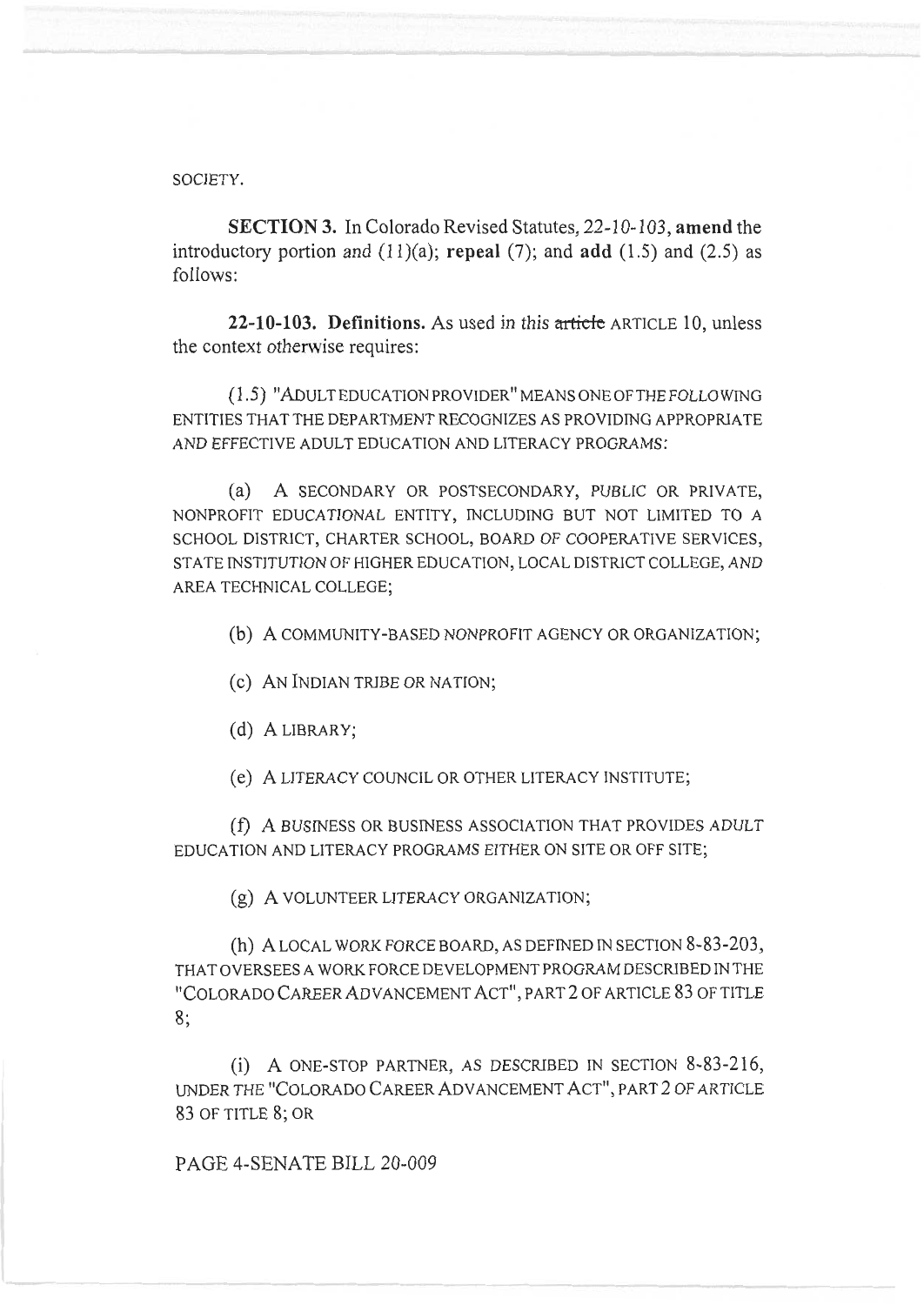SOCIETY.

**SECTION 3.** In Colorado Revised Statutes, 22-10-103, **amend** the introductory portion and (11)(a); **repeal** (7); and **add** (1.5) and (2.5) as follows:

**22-10-103. Definitions.** As used in this ~~article~~ ARTICLE 10, unless the context otherwise requires:

(1.5) "ADULT EDUCATION PROVIDER" MEANS ONE OF THE FOLLOWING ENTITIES THAT THE DEPARTMENT RECOGNIZES AS PROVIDING APPROPRIATE AND EFFECTIVE ADULT EDUCATION AND LITERACY PROGRAMS:

(a) A SECONDARY OR POSTSECONDARY, PUBLIC OR PRIVATE, NONPROFIT EDUCATIONAL ENTITY, INCLUDING BUT NOT LIMITED TO A SCHOOL DISTRICT, CHARTER SCHOOL, BOARD OF COOPERATIVE SERVICES, STATE INSTITUTION OF HIGHER EDUCATION, LOCAL DISTRICT COLLEGE, AND AREA TECHNICAL COLLEGE;

(b) A COMMUNITY-BASED NONPROFIT AGENCY OR ORGANIZATION;

(c) AN INDIAN TRIBE OR NATION;

(d) A LIBRARY;

(e) A LITERACY COUNCIL OR OTHER LITERACY INSTITUTE;

(f) A BUSINESS OR BUSINESS ASSOCIATION THAT PROVIDES ADULT EDUCATION AND LITERACY PROGRAMS EITHER ON SITE OR OFF SITE;

(g) A VOLUNTEER LITERACY ORGANIZATION;

(h) A LOCAL WORK FORCE BOARD, AS DEFINED IN SECTION 8-83-203, THAT OVERSEES A WORK FORCE DEVELOPMENT PROGRAM DESCRIBED IN THE "COLORADO CAREER ADVANCEMENT ACT", PART 2 OF ARTICLE 83 OF TITLE 8;

(i) A ONE-STOP PARTNER, AS DESCRIBED IN SECTION 8-83-216, UNDER THE "COLORADO CAREER ADVANCEMENT ACT", PART 2 OF ARTICLE 83 OF TITLE 8; OR

PAGE 4-SENATE BILL 20-009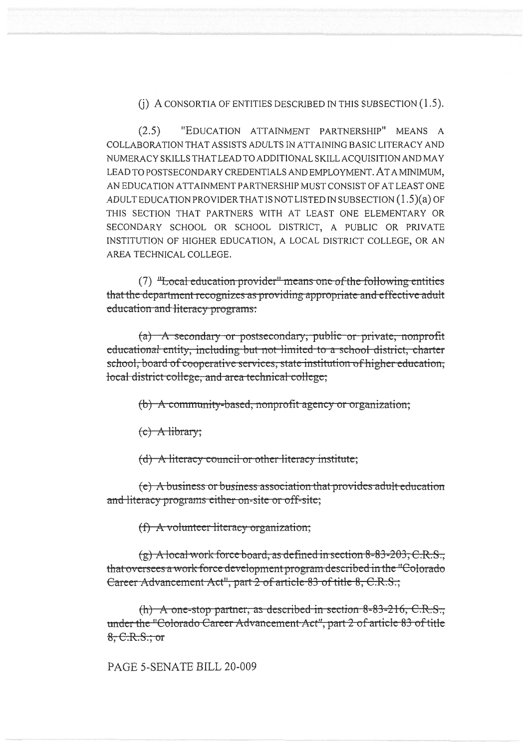(j) A CONSORTIA OF ENTITIES DESCRIBED IN THIS SUBSECTION (1.5).

(2.5) "EDUCATION ATTAINMENT PARTNERSHIP" MEANS A COLLABORATION THAT ASSISTS ADULTS IN ATTAINING BASIC LITERACY AND NUMERACY SKILLS THAT LEAD TO ADDITIONAL SKILL ACQUISITION AND MAY LEAD TO POSTSECONDARY CREDENTIALS AND EMPLOYMENT. AT A MINIMUM, AN EDUCATION ATTAINMENT PARTNERSHIP MUST CONSIST OF AT LEAST ONE ADULT EDUCATION PROVIDER THAT IS NOT LISTED IN SUBSECTION (1.5)(a) OF THIS SECTION THAT PARTNERS WITH AT LEAST ONE ELEMENTARY OR SECONDARY SCHOOL OR SCHOOL DISTRICT, A PUBLIC OR PRIVATE INSTITUTION OF HIGHER EDUCATION, A LOCAL DISTRICT COLLEGE, OR AN AREA TECHNICAL COLLEGE.

(7) ~~"Local education provider" means one of the following entities that the department recognizes as providing appropriate and effective adult education and literacy programs:~~

~~(a) A secondary or postsecondary, public or private, nonprofit educational entity, including but not limited to a school district, charter school, board of cooperative services, state institution of higher education, local district college, and area technical college;~~

~~(b) A community-based, nonprofit agency or organization;~~

~~(c) A library;~~

~~(d) A literacy council or other literacy institute;~~

~~(e) A business or business association that provides adult education and literacy programs either on-site or off-site;~~

~~(f) A volunteer literacy organization;~~

~~(g) A local work force board, as defined in section 8-83-203, C.R.S., that oversees a work force development program described in the "Colorado Career Advancement Act", part 2 of article 83 of title 8, C.R.S.;~~

~~(h) A one-stop partner, as described in section 8-83-216, C.R.S., under the "Colorado Career Advancement Act", part 2 of article 83 of title 8, C.R.S.; or~~

PAGE 5-SENATE BILL 20-009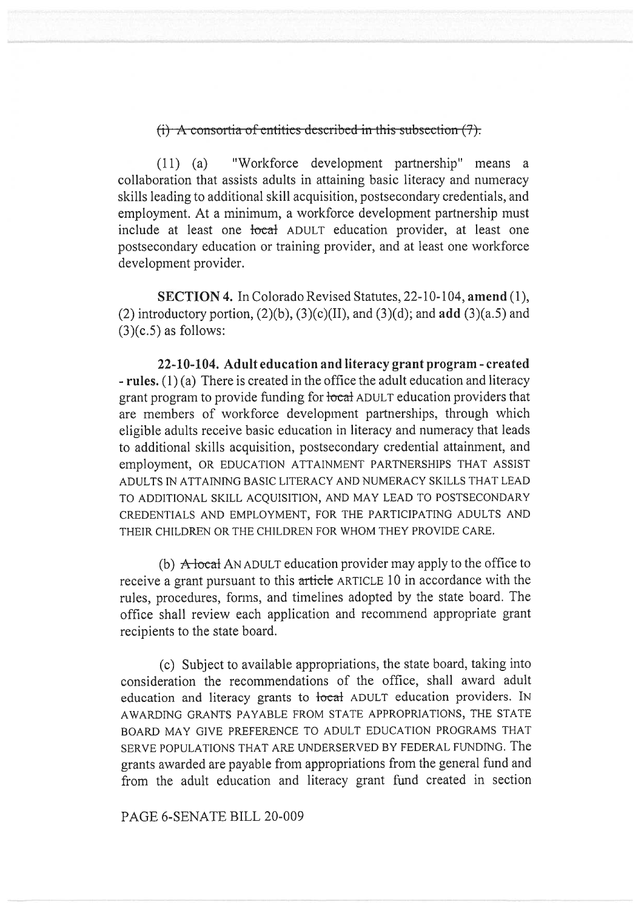~~(i) A consortia of entities described in this subsection (7).~~

(11) (a) "Workforce development partnership" means a collaboration that assists adults in attaining basic literacy and numeracy skills leading to additional skill acquisition, postsecondary credentials, and employment. At a minimum, a workforce development partnership must include at least one ~~local~~ ADULT education provider, at least one postsecondary education or training provider, and at least one workforce development provider.

**SECTION 4.** In Colorado Revised Statutes, 22-10-104, **amend** (1), (2) introductory portion, (2)(b), (3)(c)(II), and (3)(d); and **add** (3)(a.5) and (3)(c.5) as follows:

**22-10-104. Adult education and literacy grant program - created - rules.** (1) (a) There is created in the office the adult education and literacy grant program to provide funding for ~~local~~ ADULT education providers that are members of workforce development partnerships, through which eligible adults receive basic education in literacy and numeracy that leads to additional skills acquisition, postsecondary credential attainment, and employment, OR EDUCATION ATTAINMENT PARTNERSHIPS THAT ASSIST ADULTS IN ATTAINING BASIC LITERACY AND NUMERACY SKILLS THAT LEAD TO ADDITIONAL SKILL ACQUISITION, AND MAY LEAD TO POSTSECONDARY CREDENTIALS AND EMPLOYMENT, FOR THE PARTICIPATING ADULTS AND THEIR CHILDREN OR THE CHILDREN FOR WHOM THEY PROVIDE CARE.

(b) ~~A local~~ AN ADULT education provider may apply to the office to receive a grant pursuant to this ~~article~~ ARTICLE 10 in accordance with the rules, procedures, forms, and timelines adopted by the state board. The office shall review each application and recommend appropriate grant recipients to the state board.

(c) Subject to available appropriations, the state board, taking into consideration the recommendations of the office, shall award adult education and literacy grants to ~~local~~ ADULT education providers. IN AWARDING GRANTS PAYABLE FROM STATE APPROPRIATIONS, THE STATE BOARD MAY GIVE PREFERENCE TO ADULT EDUCATION PROGRAMS THAT SERVE POPULATIONS THAT ARE UNDERSERVED BY FEDERAL FUNDING. The grants awarded are payable from appropriations from the general fund and from the adult education and literacy grant fund created in section

PAGE 6-SENATE BILL 20-009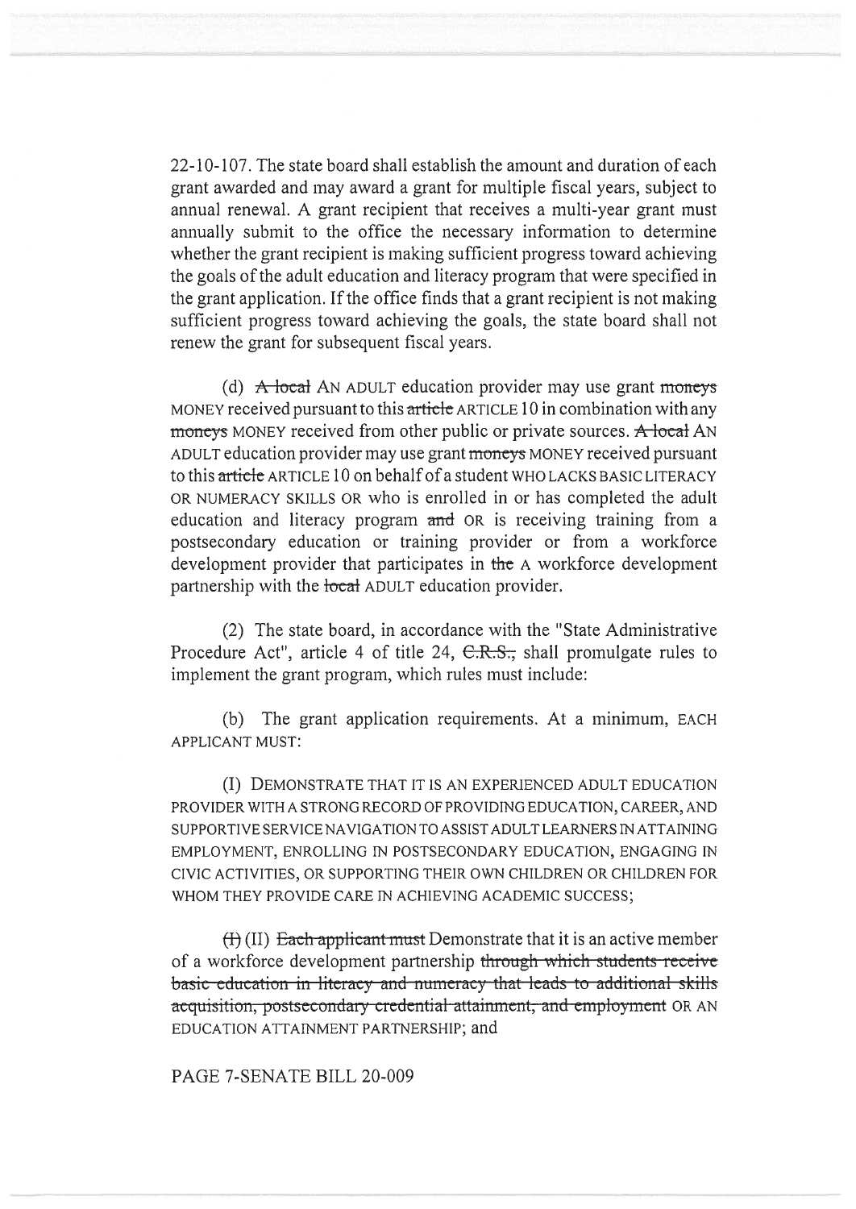22-10-107. The state board shall establish the amount and duration of each grant awarded and may award a grant for multiple fiscal years, subject to annual renewal. A grant recipient that receives a multi-year grant must annually submit to the office the necessary information to determine whether the grant recipient is making sufficient progress toward achieving the goals of the adult education and literacy program that were specified in the grant application. If the office finds that a grant recipient is not making sufficient progress toward achieving the goals, the state board shall not renew the grant for subsequent fiscal years.

(d) ~~A local~~ AN ADULT education provider may use grant ~~moneys~~ MONEY received pursuant to this ~~article~~ ARTICLE 10 in combination with any ~~moneys~~ MONEY received from other public or private sources. ~~A local~~ AN ADULT education provider may use grant ~~moneys~~ MONEY received pursuant to this ~~article~~ ARTICLE 10 on behalf of a student WHO LACKS BASIC LITERACY OR NUMERACY SKILLS OR who is enrolled in or has completed the adult education and literacy program ~~and~~ OR is receiving training from a postsecondary education or training provider or from a workforce development provider that participates in ~~the~~ A workforce development partnership with the ~~local~~ ADULT education provider.

(2) The state board, in accordance with the "State Administrative Procedure Act", article 4 of title 24, ~~C.R.S.,~~ shall promulgate rules to implement the grant program, which rules must include:

(b) The grant application requirements. At a minimum, EACH APPLICANT MUST:

(I) DEMONSTRATE THAT IT IS AN EXPERIENCED ADULT EDUCATION PROVIDER WITH A STRONG RECORD OF PROVIDING EDUCATION, CAREER, AND SUPPORTIVE SERVICE NAVIGATION TO ASSIST ADULT LEARNERS IN ATTAINING EMPLOYMENT, ENROLLING IN POSTSECONDARY EDUCATION, ENGAGING IN CIVIC ACTIVITIES, OR SUPPORTING THEIR OWN CHILDREN OR CHILDREN FOR WHOM THEY PROVIDE CARE IN ACHIEVING ACADEMIC SUCCESS;

~~(I)~~ (II) ~~Each applicant must~~ Demonstrate that it is an active member of a workforce development partnership ~~through which students receive basic education in literacy and numeracy that leads to additional skills acquisition, postsecondary credential attainment, and employment~~ OR AN EDUCATION ATTAINMENT PARTNERSHIP; and

PAGE 7-SENATE BILL 20-009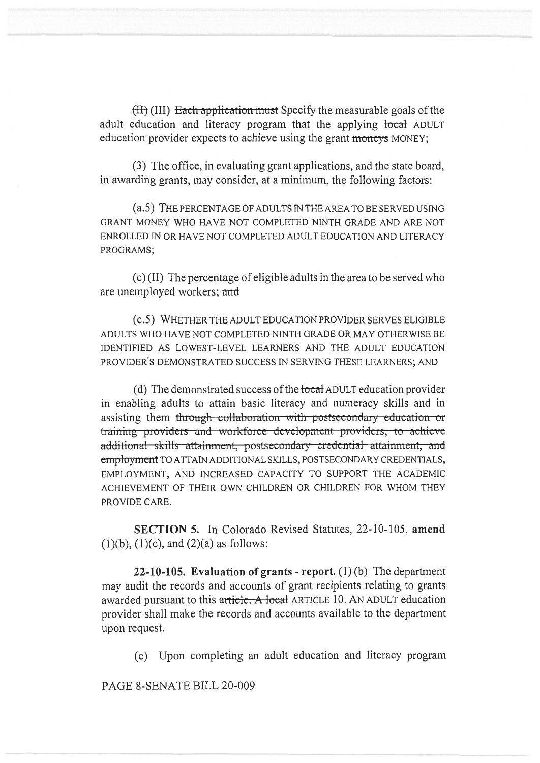~~(II)~~ (III) ~~Each application must~~ Specify the measurable goals of the adult education and literacy program that the applying ~~local~~ ADULT education provider expects to achieve using the grant ~~moneys~~ MONEY;

(3) The office, in evaluating grant applications, and the state board, in awarding grants, may consider, at a minimum, the following factors:

(a.5) THE PERCENTAGE OF ADULTS IN THE AREA TO BE SERVED USING GRANT MONEY WHO HAVE NOT COMPLETED NINTH GRADE AND ARE NOT ENROLLED IN OR HAVE NOT COMPLETED ADULT EDUCATION AND LITERACY PROGRAMS;

(c) (II) The percentage of eligible adults in the area to be served who are unemployed workers; ~~and~~

(c.5) WHETHER THE ADULT EDUCATION PROVIDER SERVES ELIGIBLE ADULTS WHO HAVE NOT COMPLETED NINTH GRADE OR MAY OTHERWISE BE IDENTIFIED AS LOWEST-LEVEL LEARNERS AND THE ADULT EDUCATION PROVIDER'S DEMONSTRATED SUCCESS IN SERVING THESE LEARNERS; AND

(d) The demonstrated success of the ~~local~~ ADULT education provider in enabling adults to attain basic literacy and numeracy skills and in assisting them ~~through collaboration with postsecondary education or training providers and workforce development providers, to achieve additional skills attainment, postsecondary credential attainment, and employment~~ TO ATTAIN ADDITIONAL SKILLS, POSTSECONDARY CREDENTIALS, EMPLOYMENT, AND INCREASED CAPACITY TO SUPPORT THE ACADEMIC ACHIEVEMENT OF THEIR OWN CHILDREN OR CHILDREN FOR WHOM THEY PROVIDE CARE.

**SECTION 5.** In Colorado Revised Statutes, 22-10-105, **amend** (1)(b), (1)(c), and (2)(a) as follows:

**22-10-105. Evaluation of grants - report.** (1) (b) The department may audit the records and accounts of grant recipients relating to grants awarded pursuant to this ~~article. A local~~ ARTICLE 10. AN ADULT education provider shall make the records and accounts available to the department upon request.

(c) Upon completing an adult education and literacy program

PAGE 8-SENATE BILL 20-009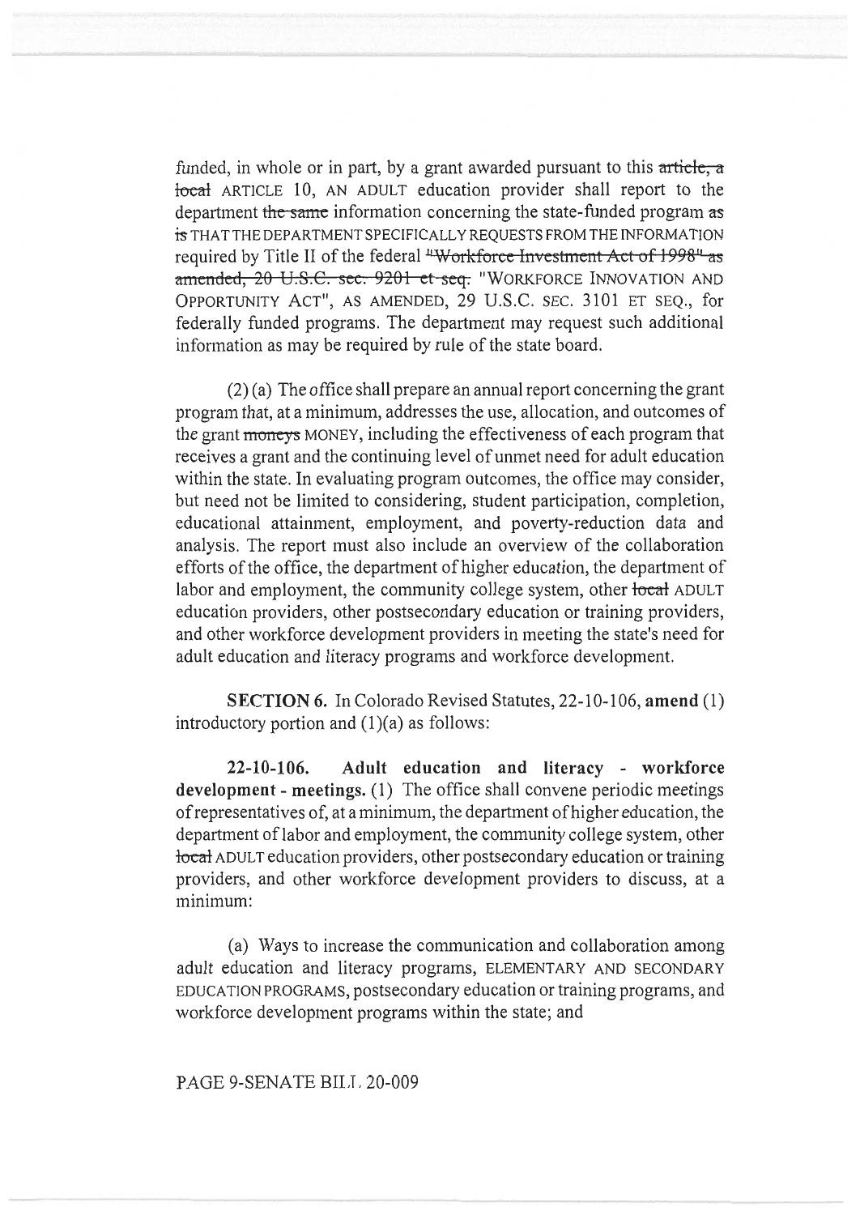funded, in whole or in part, by a grant awarded pursuant to this ~~article, a local~~ ARTICLE 10, AN ADULT education provider shall report to the department ~~the same~~ information concerning the state-funded program ~~as is~~ THAT THE DEPARTMENT SPECIFICALLY REQUESTS FROM THE INFORMATION required by Title II of the federal ~~"Workforce Investment Act of 1998" as amended, 20 U.S.C. sec. 9201 et seq.~~ "WORKFORCE INNOVATION AND OPPORTUNITY ACT", AS AMENDED, 29 U.S.C. SEC. 3101 ET SEQ., for federally funded programs. The department may request such additional information as may be required by rule of the state board.

(2) (a) The office shall prepare an annual report concerning the grant program that, at a minimum, addresses the use, allocation, and outcomes of the grant ~~moneys~~ MONEY, including the effectiveness of each program that receives a grant and the continuing level of unmet need for adult education within the state. In evaluating program outcomes, the office may consider, but need not be limited to considering, student participation, completion, educational attainment, employment, and poverty-reduction data and analysis. The report must also include an overview of the collaboration efforts of the office, the department of higher education, the department of labor and employment, the community college system, other ~~local~~ ADULT education providers, other postsecondary education or training providers, and other workforce development providers in meeting the state's need for adult education and literacy programs and workforce development.

**SECTION 6.** In Colorado Revised Statutes, 22-10-106, **amend** (1) introductory portion and (1)(a) as follows:

**22-10-106. Adult education and literacy - workforce development - meetings.** (1) The office shall convene periodic meetings of representatives of, at a minimum, the department of higher education, the department of labor and employment, the community college system, other ~~local~~ ADULT education providers, other postsecondary education or training providers, and other workforce development providers to discuss, at a minimum:

(a) Ways to increase the communication and collaboration among adult education and literacy programs, ELEMENTARY AND SECONDARY EDUCATION PROGRAMS, postsecondary education or training programs, and workforce development programs within the state; and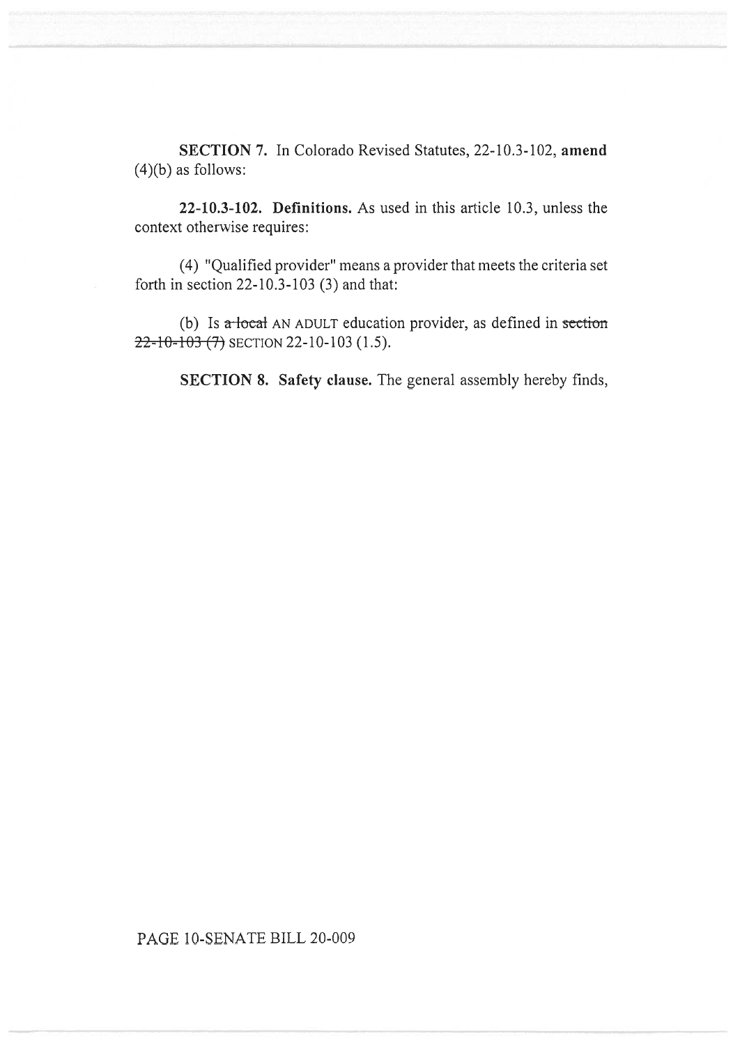**SECTION 7.** In Colorado Revised Statutes, 22-10.3-102, **amend** (4)(b) as follows:

**22-10.3-102. Definitions.** As used in this article 10.3, unless the context otherwise requires:

(4) "Qualified provider" means a provider that meets the criteria set forth in section 22-10.3-103 (3) and that:

(b) Is ~~a local~~ AN ADULT education provider, as defined in ~~section 22-10-103 (7)~~ SECTION 22-10-103 (1.5).

**SECTION 8. Safety clause.** The general assembly hereby finds,

PAGE 10-SENATE BILL 20-009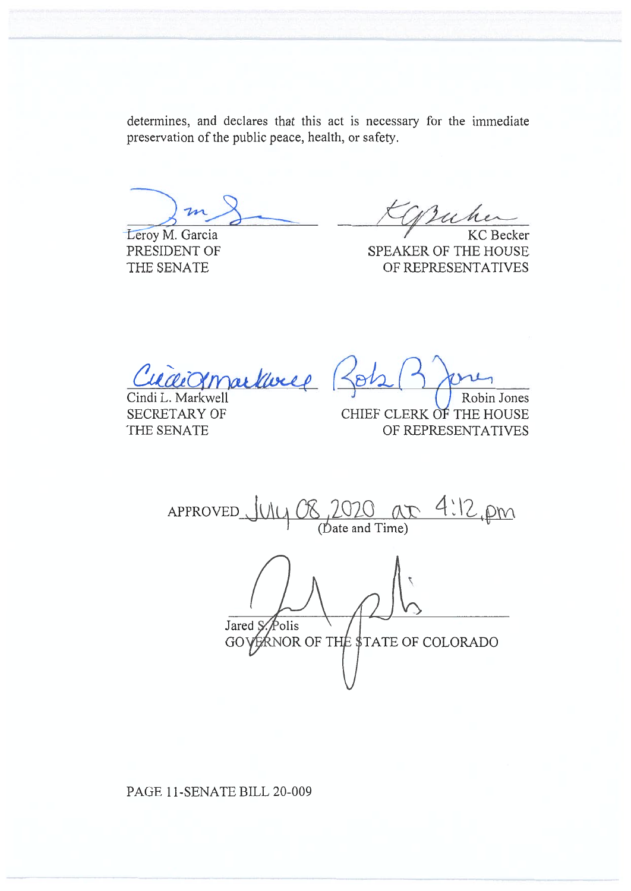determines, and declares that this act is necessary for the immediate preservation of the public peace, health, or safety.

Leroy M. Garcia
PRESIDENT OF
THE SENATE

KC Becker
SPEAKER OF THE HOUSE
OF REPRESENTATIVES

Cindi L. Markwell
SECRETARY OF
THE SENATE

Robin Jones
CHIEF CLERK OF THE HOUSE
OF REPRESENTATIVES

APPROVED July 08, 2020 at 4:12 pm
(Date and Time)

Jared S. Polis
GOVERNOR OF THE STATE OF COLORADO

PAGE 11-SENATE BILL 20-009